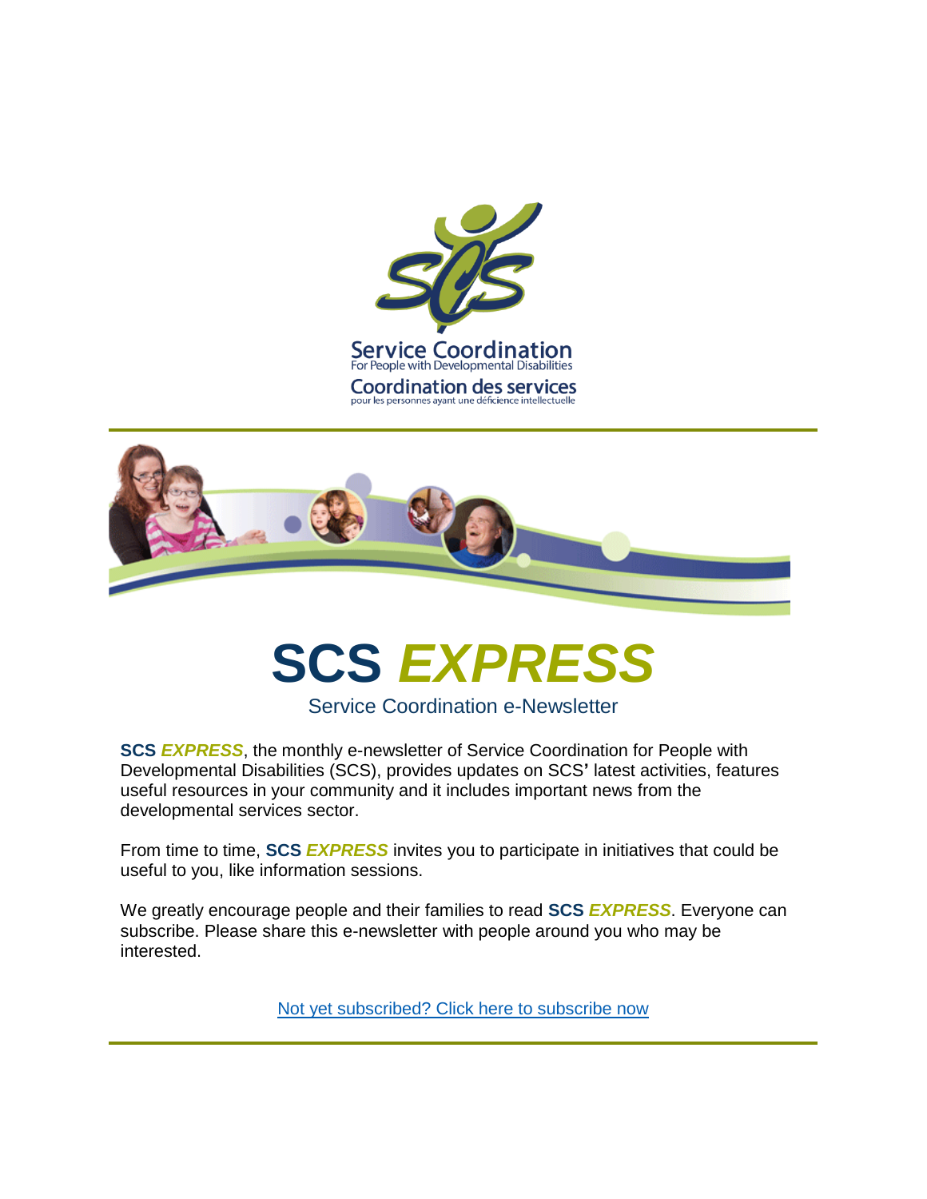Service Coordination
For People with Developmental Disabilities

Coordination des services
pour les personnes ayant une déficience intellectuelle

---

# SCS *EXPRESS*

Service Coordination e-Newsletter

**SCS *EXPRESS***, the monthly e-newsletter of Service Coordination for People with Developmental Disabilities (SCS), provides updates on SCS' latest activities, features useful resources in your community and it includes important news from the developmental services sector.

From time to time, **SCS *EXPRESS*** invites you to participate in initiatives that could be useful to you, like information sessions.

We greatly encourage people and their families to read **SCS *EXPRESS***. Everyone can subscribe. Please share this e-newsletter with people around you who may be interested.

[Not yet subscribed? Click here to subscribe now]

---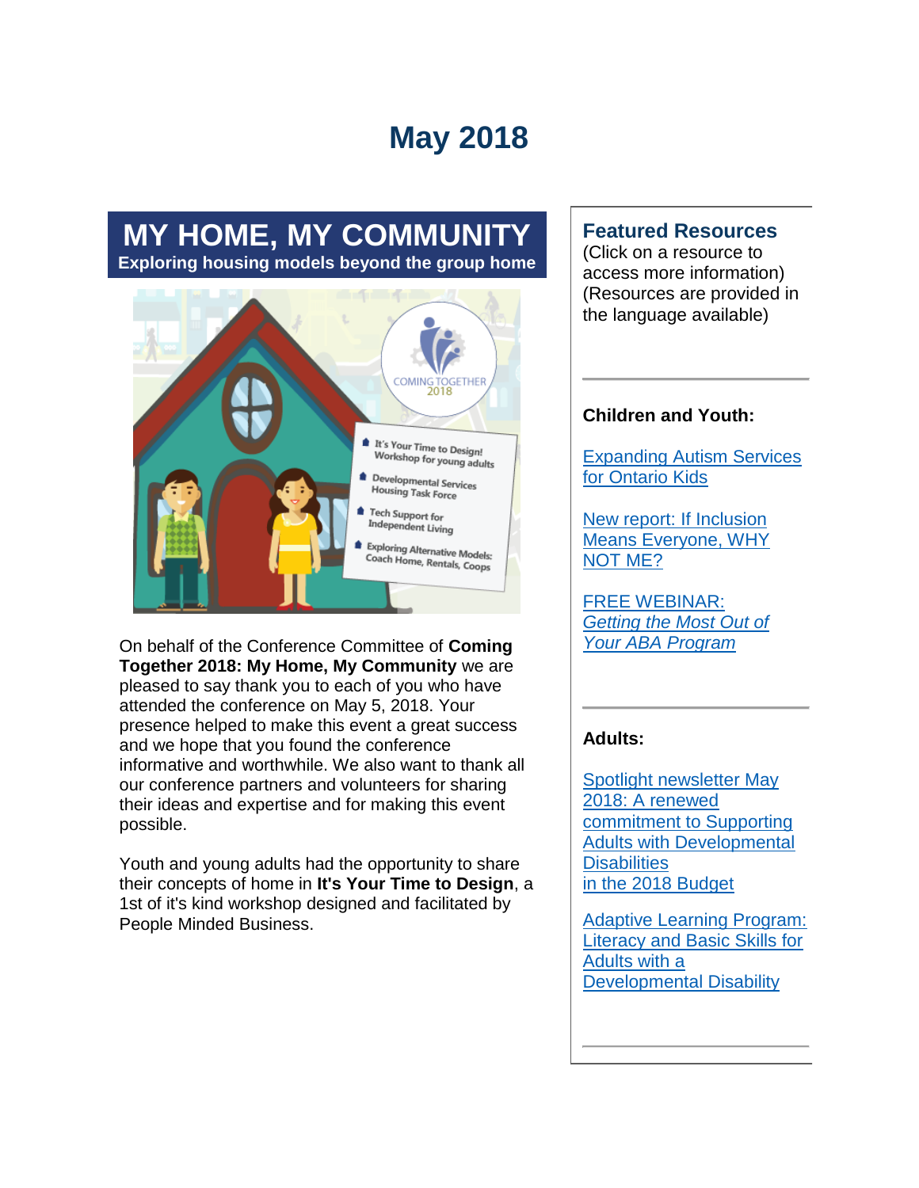# May 2018

## MY HOME, MY COMMUNITY

**Exploring housing models beyond the group home**

On behalf of the Conference Committee of **Coming Together 2018: My Home, My Community** we are pleased to say thank you to each of you who have attended the conference on May 5, 2018. Your presence helped to make this event a great success and we hope that you found the conference informative and worthwhile. We also want to thank all our conference partners and volunteers for sharing their ideas and expertise and for making this event possible.

Youth and young adults had the opportunity to share their concepts of home in **It's Your Time to Design**, a 1st of it's kind workshop designed and facilitated by People Minded Business.

### Featured Resources

(Click on a resource to access more information)
(Resources are provided in the language available)

**Children and Youth:**

Expanding Autism Services for Ontario Kids

New report: If Inclusion Means Everyone, WHY NOT ME?

FREE WEBINAR: *Getting the Most Out of Your ABA Program*

**Adults:**

Spotlight newsletter May 2018: A renewed commitment to Supporting Adults with Developmental Disabilities in the 2018 Budget

Adaptive Learning Program: Literacy and Basic Skills for Adults with a Developmental Disability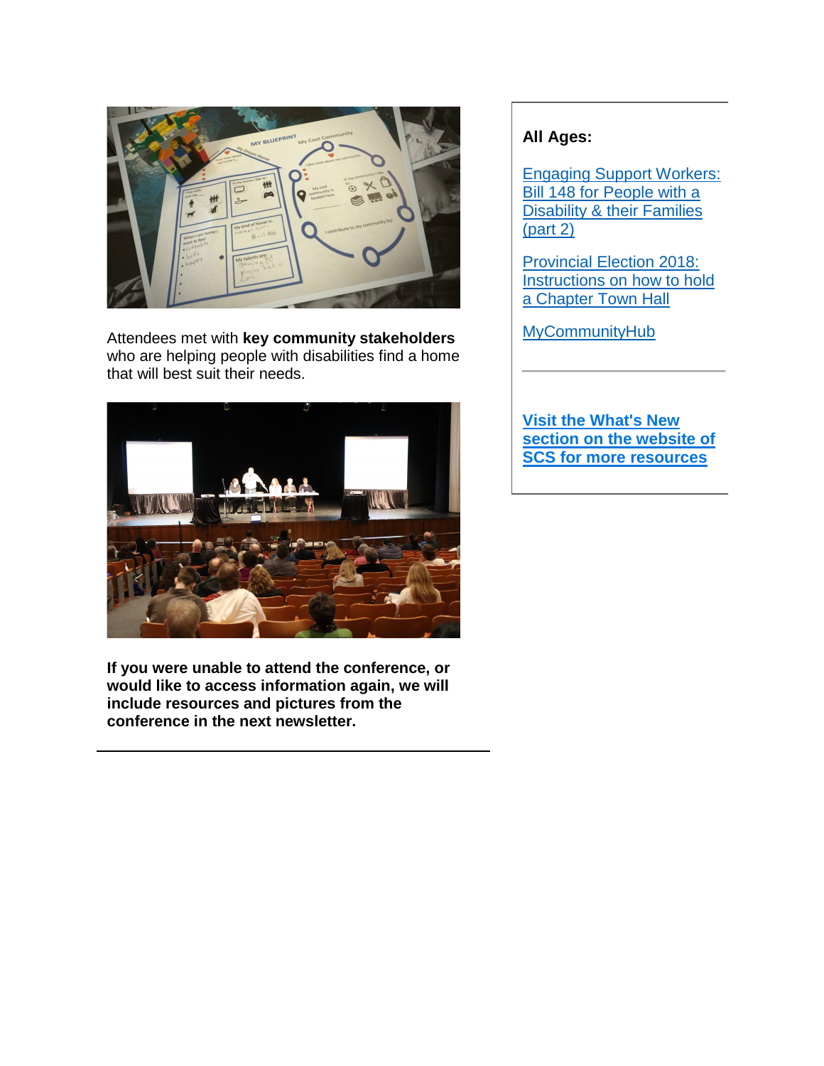Attendees met with **key community stakeholders** who are helping people with disabilities find a home that will best suit their needs.

**If you were unable to attend the conference, or would like to access information again, we will include resources and pictures from the conference in the next newsletter.**

---

**All Ages:**

Engaging Support Workers: Bill 148 for People with a Disability & their Families (part 2)

Provincial Election 2018: Instructions on how to hold a Chapter Town Hall

MyCommunityHub

---

**Visit the What's New section on the website of SCS for more resources**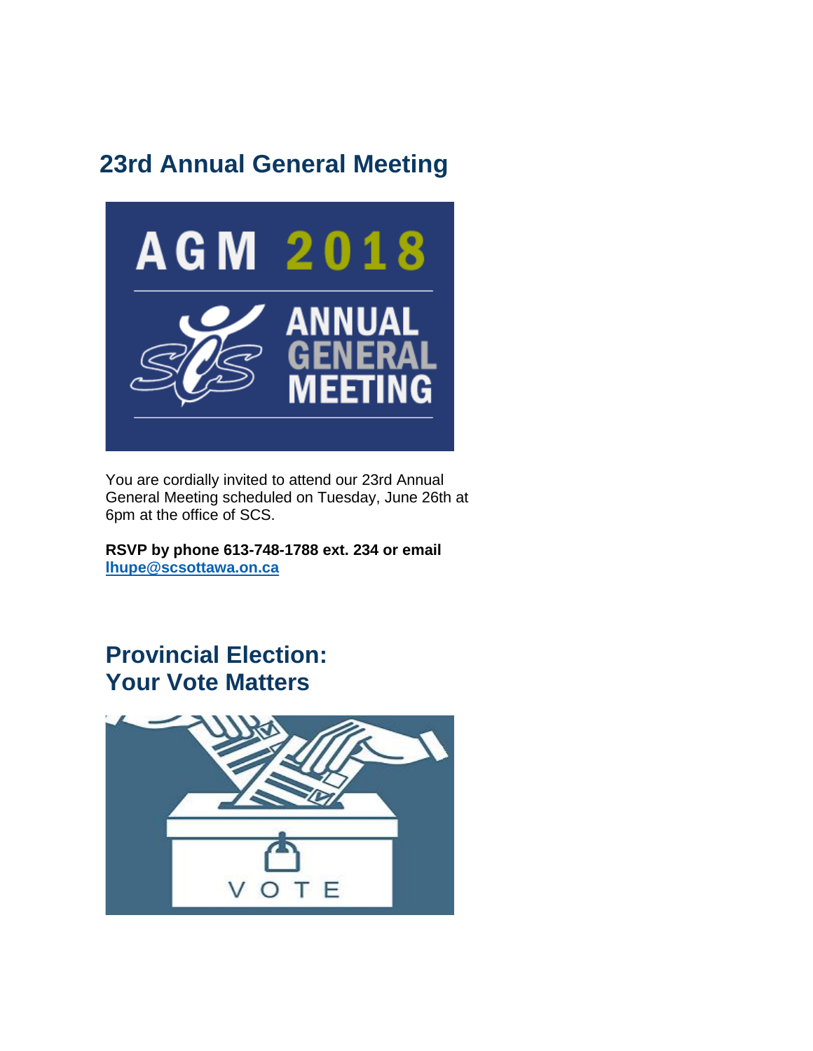## 23rd Annual General Meeting

You are cordially invited to attend our 23rd Annual General Meeting scheduled on Tuesday, June 26th at 6pm at the office of SCS.

**RSVP by phone 613-748-1788 ext. 234 or email [lhupe@scsottawa.on.ca](mailto:lhupe@scsottawa.on.ca)**

## Provincial Election: Your Vote Matters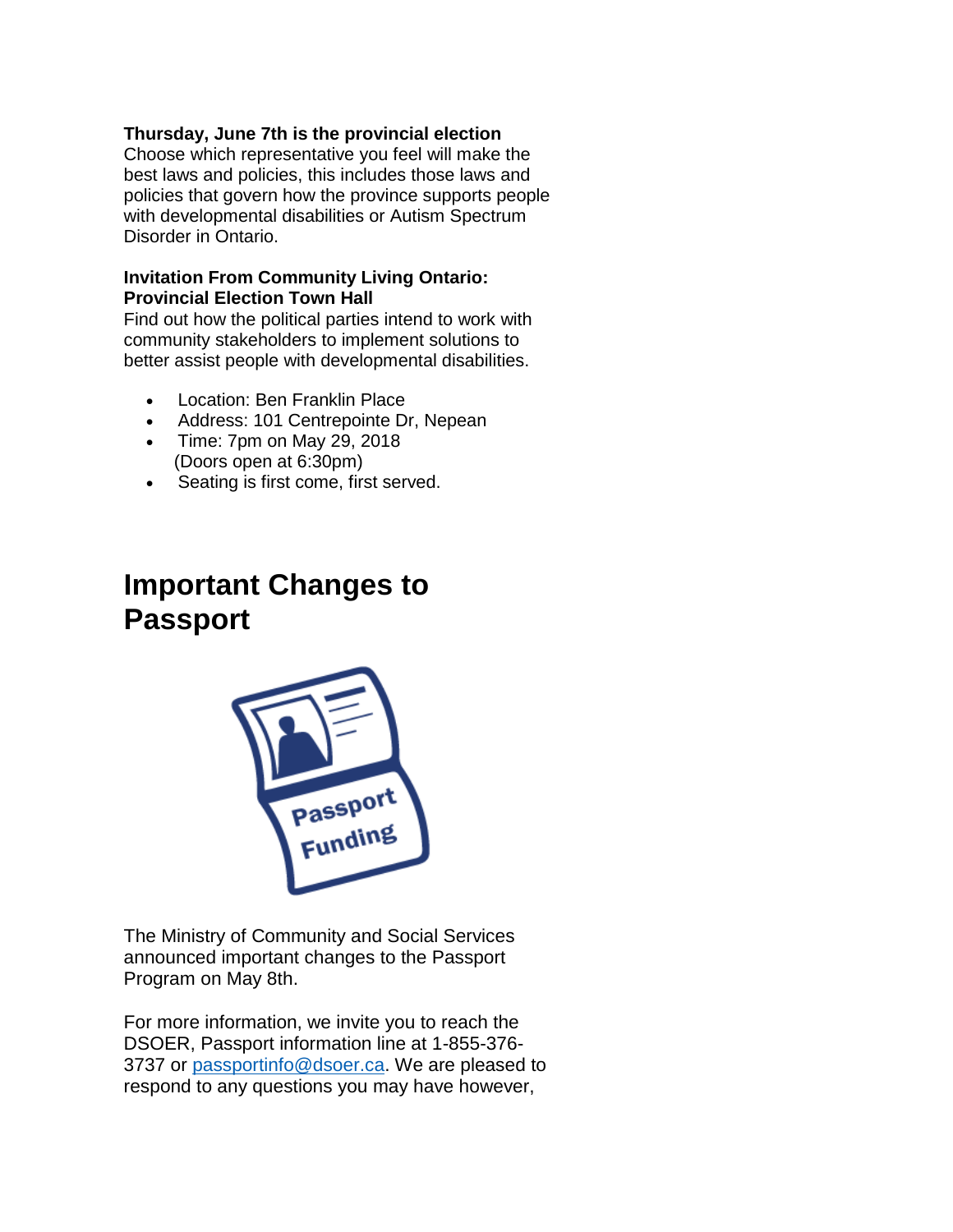**Thursday, June 7th is the provincial election**
Choose which representative you feel will make the best laws and policies, this includes those laws and policies that govern how the province supports people with developmental disabilities or Autism Spectrum Disorder in Ontario.

**Invitation From Community Living Ontario: Provincial Election Town Hall**
Find out how the political parties intend to work with community stakeholders to implement solutions to better assist people with developmental disabilities.

- Location: Ben Franklin Place
- Address: 101 Centrepointe Dr, Nepean
- Time: 7pm on May 29, 2018
  (Doors open at 6:30pm)
- Seating is first come, first served.

# Important Changes to Passport

The Ministry of Community and Social Services announced important changes to the Passport Program on May 8th.

For more information, we invite you to reach the DSOER, Passport information line at 1-855-376-3737 or [passportinfo@dsoer.ca](mailto:passportinfo@dsoer.ca). We are pleased to respond to any questions you may have however,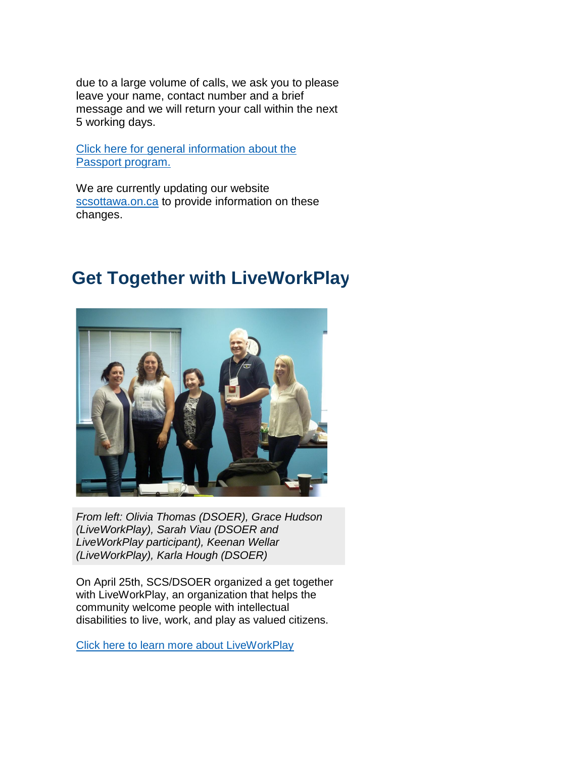due to a large volume of calls, we ask you to please leave your name, contact number and a brief message and we will return your call within the next 5 working days.

[Click here for general information about the Passport program.]()

We are currently updating our website [scsottawa.on.ca]() to provide information on these changes.

## Get Together with LiveWorkPlay

*From left: Olivia Thomas (DSOER), Grace Hudson (LiveWorkPlay), Sarah Viau (DSOER and LiveWorkPlay participant), Keenan Wellar (LiveWorkPlay), Karla Hough (DSOER)*

On April 25th, SCS/DSOER organized a get together with LiveWorkPlay, an organization that helps the community welcome people with intellectual disabilities to live, work, and play as valued citizens.

[Click here to learn more about LiveWorkPlay]()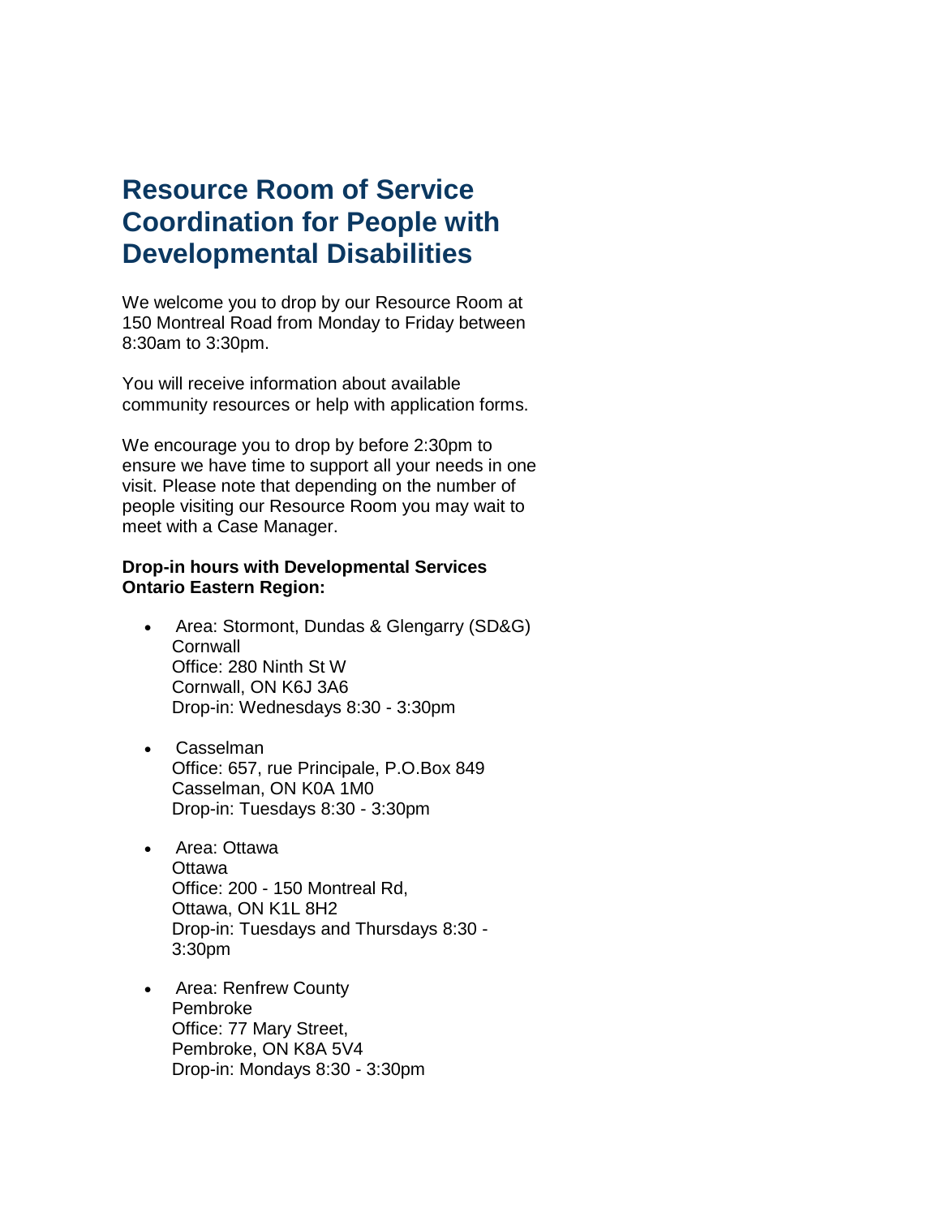# Resource Room of Service Coordination for People with Developmental Disabilities

We welcome you to drop by our Resource Room at 150 Montreal Road from Monday to Friday between 8:30am to 3:30pm.

You will receive information about available community resources or help with application forms.

We encourage you to drop by before 2:30pm to ensure we have time to support all your needs in one visit. Please note that depending on the number of people visiting our Resource Room you may wait to meet with a Case Manager.

**Drop-in hours with Developmental Services Ontario Eastern Region:**

- Area: Stormont, Dundas & Glengarry (SD&G)
  Cornwall
  Office: 280 Ninth St W
  Cornwall, ON K6J 3A6
  Drop-in: Wednesdays 8:30 - 3:30pm

- Casselman
  Office: 657, rue Principale, P.O.Box 849
  Casselman, ON K0A 1M0
  Drop-in: Tuesdays 8:30 - 3:30pm

- Area: Ottawa
  Ottawa
  Office: 200 - 150 Montreal Rd,
  Ottawa, ON K1L 8H2
  Drop-in: Tuesdays and Thursdays 8:30 - 3:30pm

- Area: Renfrew County
  Pembroke
  Office: 77 Mary Street,
  Pembroke, ON K8A 5V4
  Drop-in: Mondays 8:30 - 3:30pm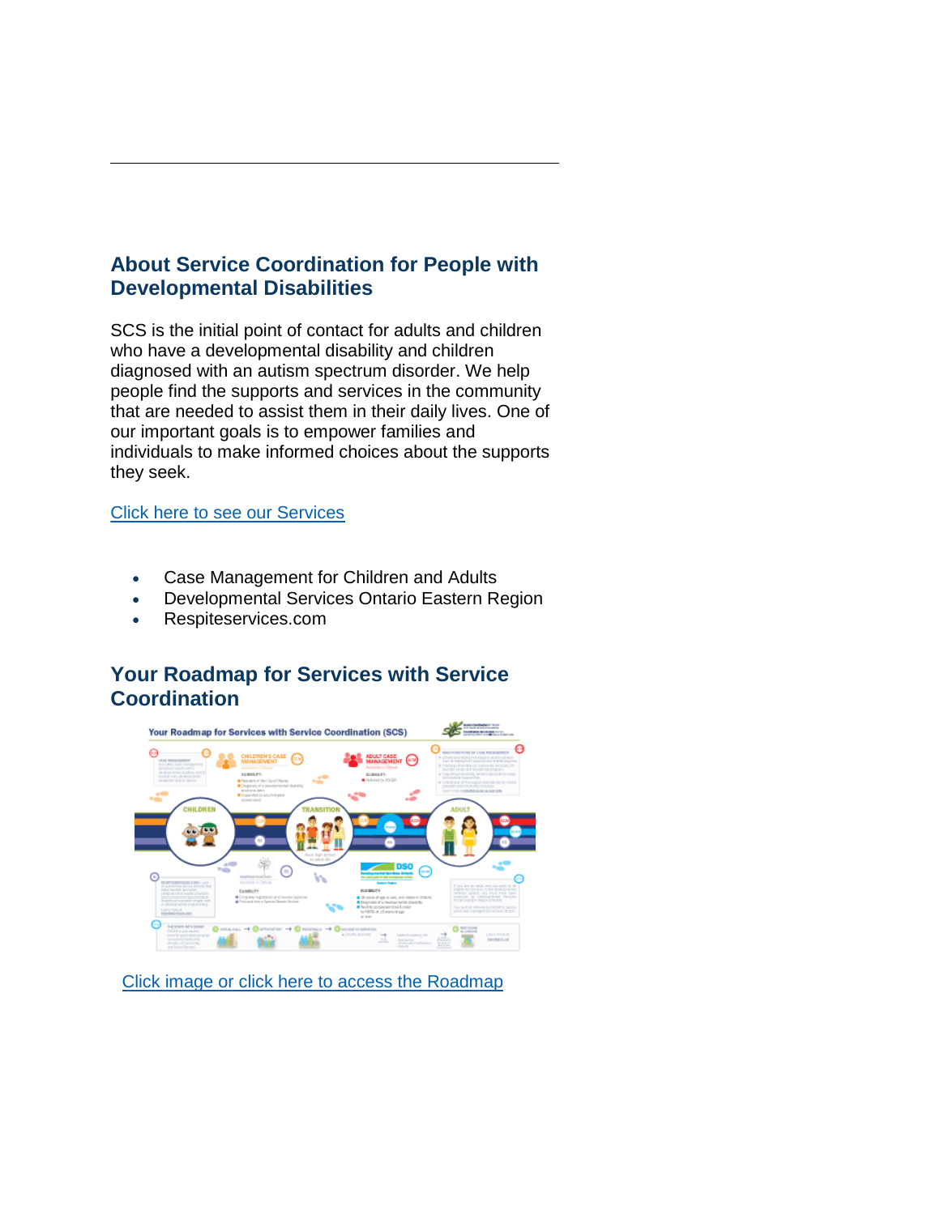## About Service Coordination for People with Developmental Disabilities

SCS is the initial point of contact for adults and children who have a developmental disability and children diagnosed with an autism spectrum disorder. We help people find the supports and services in the community that are needed to assist them in their daily lives. One of our important goals is to empower families and individuals to make informed choices about the supports they seek.

Click here to see our Services

- Case Management for Children and Adults
- Developmental Services Ontario Eastern Region
- Respiteservices.com

## Your Roadmap for Services with Service Coordination

Click image or click here to access the Roadmap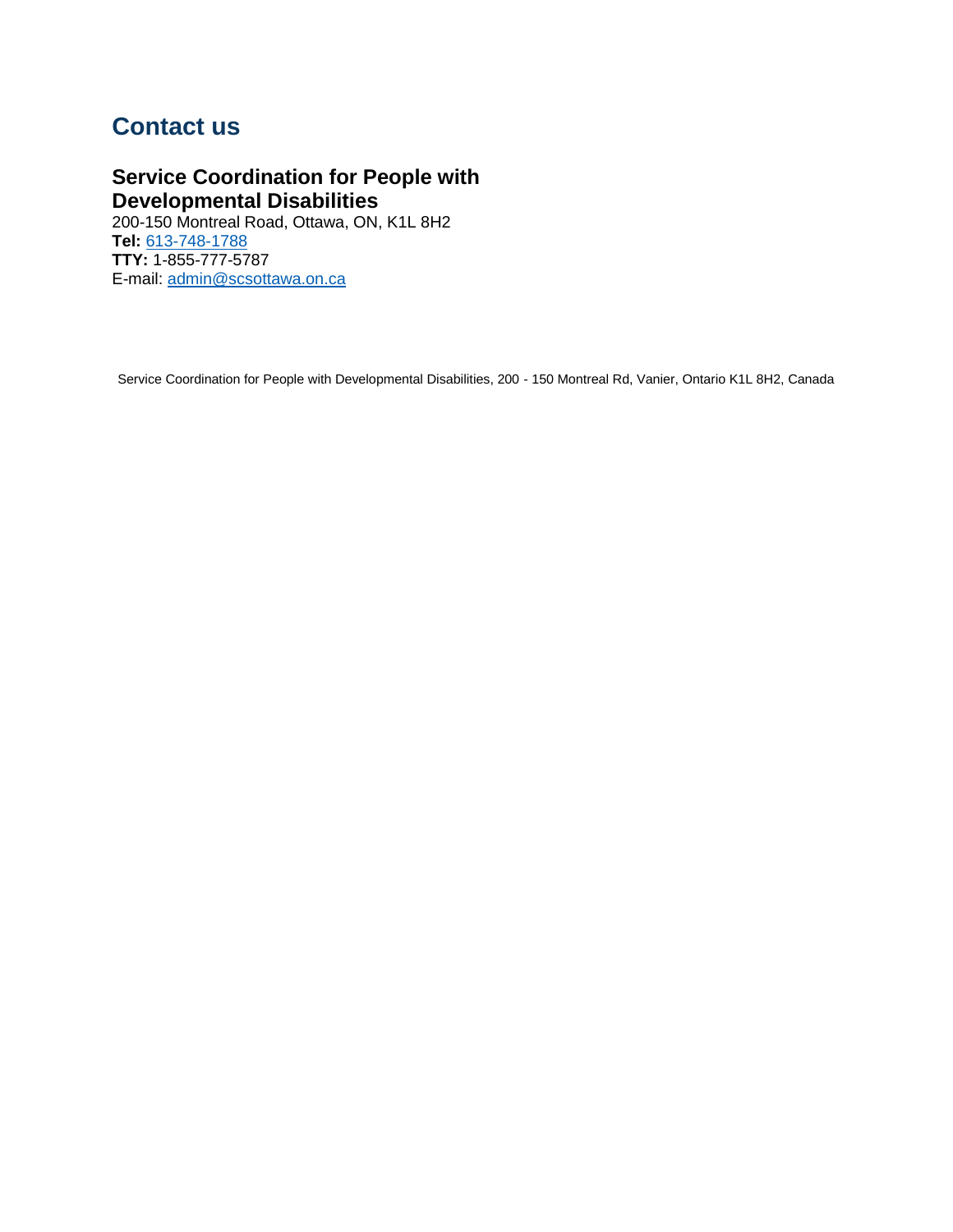## Contact us

### Service Coordination for People with Developmental Disabilities

200-150 Montreal Road, Ottawa, ON, K1L 8H2
**Tel:** 613-748-1788
**TTY:** 1-855-777-5787
E-mail: admin@scsottawa.on.ca

Service Coordination for People with Developmental Disabilities, 200 - 150 Montreal Rd, Vanier, Ontario K1L 8H2, Canada